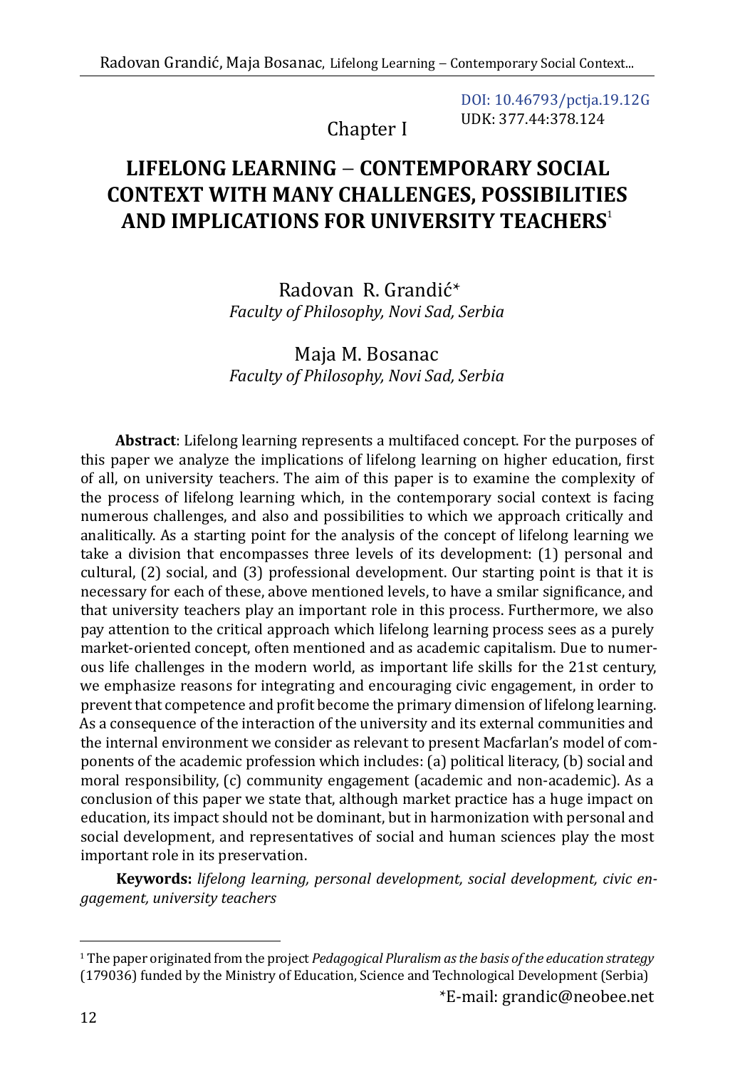DOI: 10.46793/pctja.19.12G
UDK: 377.44:378.124

Chapter I

# LIFELONG LEARNING – CONTEMPORARY SOCIAL CONTEXT WITH MANY CHALLENGES, POSSIBILITIES AND IMPLICATIONS FOR UNIVERSITY TEACHERS[1]

Radovan R. Grandić*
*Faculty of Philosophy, Novi Sad, Serbia*

Maja M. Bosanac
*Faculty of Philosophy, Novi Sad, Serbia*

**Abstract**: Lifelong learning represents a multifaced concept. For the purposes of this paper we analyze the implications of lifelong learning on higher education, first of all, on university teachers. The aim of this paper is to examine the complexity of the process of lifelong learning which, in the contemporary social context is facing numerous challenges, and also and possibilities to which we approach critically and analitically. As a starting point for the analysis of the concept of lifelong learning we take a division that encompasses three levels of its development: (1) personal and cultural, (2) social, and (3) professional development. Our starting point is that it is necessary for each of these, above mentioned levels, to have a smilar significance, and that university teachers play an important role in this process. Furthermore, we also pay attention to the critical approach which lifelong learning process sees as a purely market-oriented concept, often mentioned and as academic capitalism. Due to numerous life challenges in the modern world, as important life skills for the 21st century, we emphasize reasons for integrating and encouraging civic engagement, in order to prevent that competence and profit become the primary dimension of lifelong learning. As a consequence of the interaction of the university and its external communities and the internal environment we consider as relevant to present Macfarlan's model of components of the academic profession which includes: (a) political literacy, (b) social and moral responsibility, (c) community engagement (academic and non-academic). As a conclusion of this paper we state that, although market practice has a huge impact on education, its impact should not be dominant, but in harmonization with personal and social development, and representatives of social and human sciences play the most important role in its preservation.

**Keywords:** *lifelong learning, personal development, social development, civic engagement, university teachers*

---

[1] The paper originated from the project *Pedagogical Pluralism as the basis of the education strategy* (179036) funded by the Ministry of Education, Science and Technological Development (Serbia)

*E-mail: grandic@neobee.net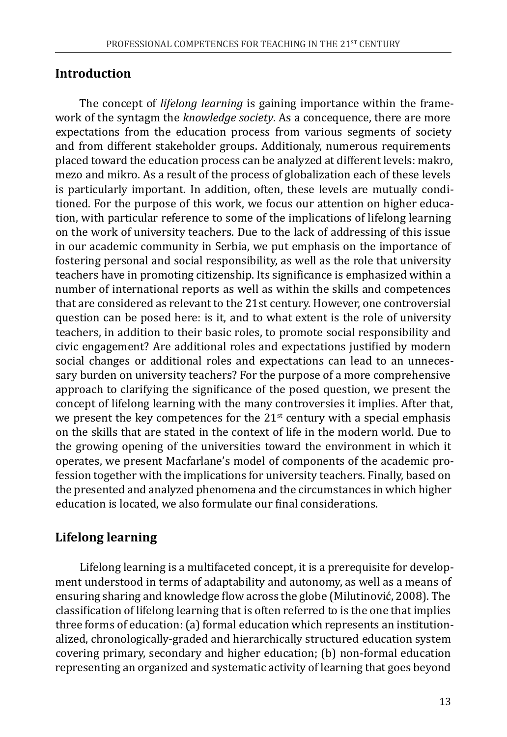## Introduction

The concept of *lifelong learning* is gaining importance within the framework of the syntagm the *knowledge society*. As a concequence, there are more expectations from the education process from various segments of society and from different stakeholder groups. Additionaly, numerous requirements placed toward the education process can be analyzed at different levels: makro, mezo and mikro. As a result of the process of globalization each of these levels is particularly important. In addition, often, these levels are mutually conditioned. For the purpose of this work, we focus our attention on higher education, with particular reference to some of the implications of lifelong learning on the work of university teachers. Due to the lack of addressing of this issue in our academic community in Serbia, we put emphasis on the importance of fostering personal and social responsibility, as well as the role that university teachers have in promoting citizenship. Its significance is emphasized within a number of international reports as well as within the skills and competences that are considered as relevant to the 21st century. However, one controversial question can be posed here: is it, and to what extent is the role of university teachers, in addition to their basic roles, to promote social responsibility and civic engagement? Are additional roles and expectations justified by modern social changes or additional roles and expectations can lead to an unnecessary burden on university teachers? For the purpose of a more comprehensive approach to clarifying the significance of the posed question, we present the concept of lifelong learning with the many controversies it implies. After that, we present the key competences for the 21[st] century with a special emphasis on the skills that are stated in the context of life in the modern world. Due to the growing opening of the universities toward the environment in which it operates, we present Macfarlane's model of components of the academic profession together with the implications for university teachers. Finally, based on the presented and analyzed phenomena and the circumstances in which higher education is located, we also formulate our final considerations.

## Lifelong learning

Lifelong learning is a multifaceted concept, it is a prerequisite for development understood in terms of adaptability and autonomy, as well as a means of ensuring sharing and knowledge flow across the globe (Milutinović, 2008). The classification of lifelong learning that is often referred to is the one that implies three forms of education: (a) formal education which represents an institutionalized, chronologically-graded and hierarchically structured education system covering primary, secondary and higher education; (b) non-formal education representing an organized and systematic activity of learning that goes beyond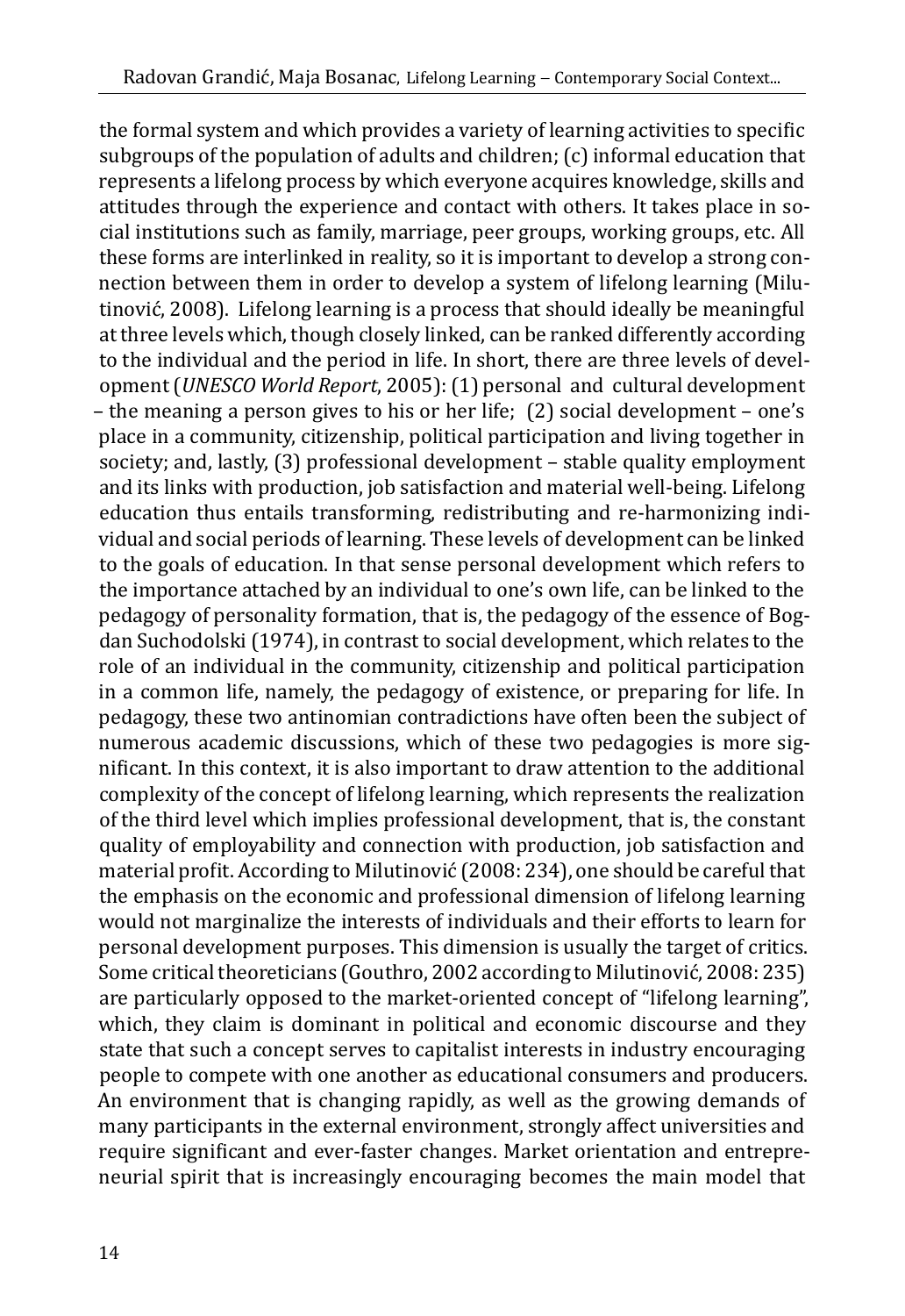the formal system and which provides a variety of learning activities to specific subgroups of the population of adults and children; (c) informal education that represents a lifelong process by which everyone acquires knowledge, skills and attitudes through the experience and contact with others. It takes place in social institutions such as family, marriage, peer groups, working groups, etc. All these forms are interlinked in reality, so it is important to develop a strong connection between them in order to develop a system of lifelong learning (Milutinović, 2008). Lifelong learning is a process that should ideally be meaningful at three levels which, though closely linked, can be ranked differently according to the individual and the period in life. In short, there are three levels of development (*UNESCO World Report*, 2005): (1) personal and cultural development – the meaning a person gives to his or her life; (2) social development – one's place in a community, citizenship, political participation and living together in society; and, lastly, (3) professional development – stable quality employment and its links with production, job satisfaction and material well-being. Lifelong education thus entails transforming, redistributing and re-harmonizing individual and social periods of learning. These levels of development can be linked to the goals of education. In that sense personal development which refers to the importance attached by an individual to one's own life, can be linked to the pedagogy of personality formation, that is, the pedagogy of the essence of Bogdan Suchodolski (1974), in contrast to social development, which relates to the role of an individual in the community, citizenship and political participation in a common life, namely, the pedagogy of existence, or preparing for life. In pedagogy, these two antinomian contradictions have often been the subject of numerous academic discussions, which of these two pedagogies is more significant. In this context, it is also important to draw attention to the additional complexity of the concept of lifelong learning, which represents the realization of the third level which implies professional development, that is, the constant quality of employability and connection with production, job satisfaction and material profit. According to Milutinović (2008: 234), one should be careful that the emphasis on the economic and professional dimension of lifelong learning would not marginalize the interests of individuals and their efforts to learn for personal development purposes. This dimension is usually the target of critics. Some critical theoreticians (Gouthro, 2002 according to Milutinović, 2008: 235) are particularly opposed to the market-oriented concept of "lifelong learning", which, they claim is dominant in political and economic discourse and they state that such a concept serves to capitalist interests in industry encouraging people to compete with one another as educational consumers and producers. An environment that is changing rapidly, as well as the growing demands of many participants in the external environment, strongly affect universities and require significant and ever-faster changes. Market orientation and entrepreneurial spirit that is increasingly encouraging becomes the main model that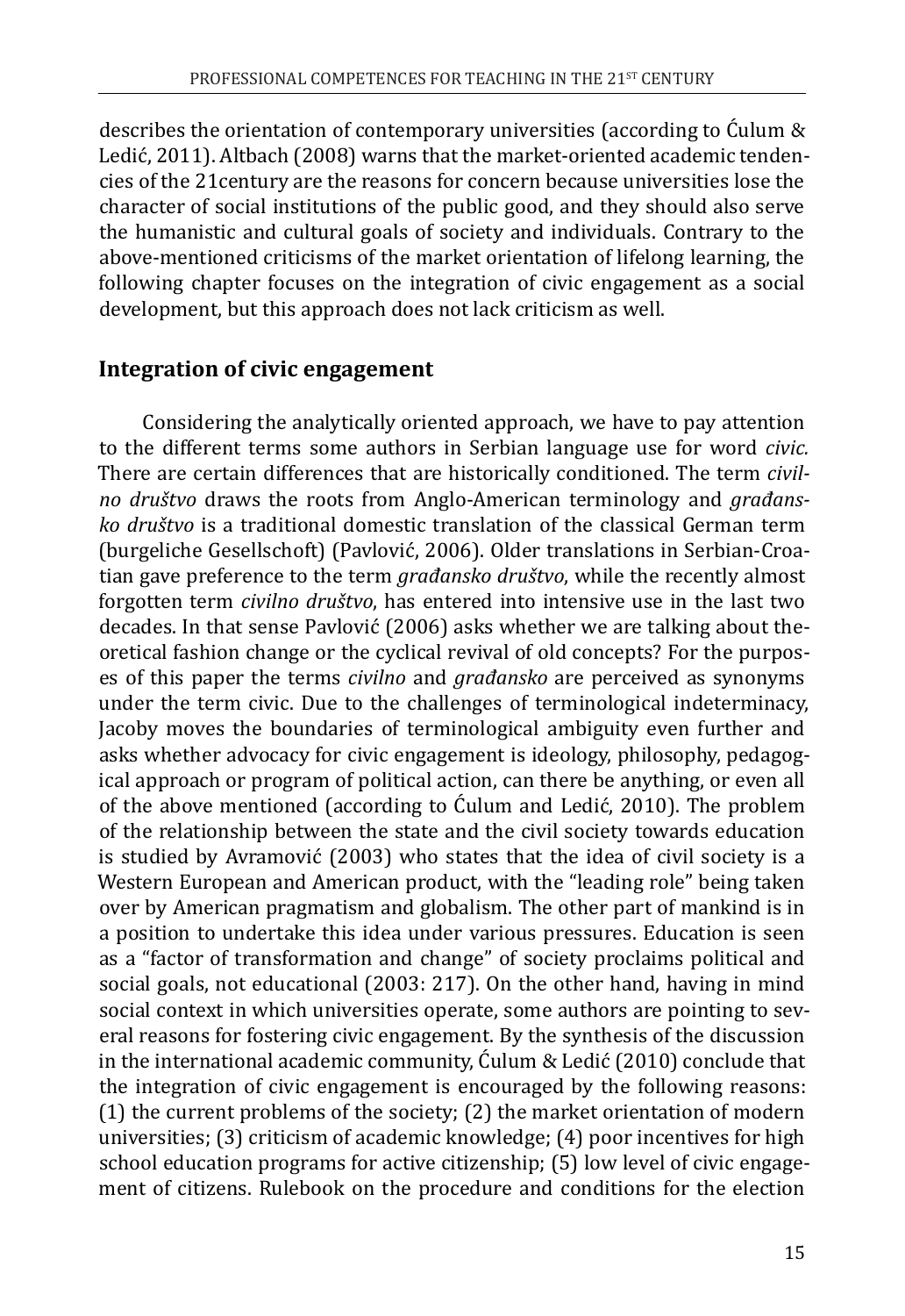describes the orientation of contemporary universities (according to Ćulum & Ledić, 2011). Altbach (2008) warns that the market-oriented academic tendencies of the 21century are the reasons for concern because universities lose the character of social institutions of the public good, and they should also serve the humanistic and cultural goals of society and individuals. Contrary to the above-mentioned criticisms of the market orientation of lifelong learning, the following chapter focuses on the integration of civic engagement as a social development, but this approach does not lack criticism as well.

## Integration of civic engagement

Considering the analytically oriented approach, we have to pay attention to the different terms some authors in Serbian language use for word *civic.* There are certain differences that are historically conditioned. The term *civilno društvo* draws the roots from Anglo-American terminology and *građansko društvo* is a traditional domestic translation of the classical German term (burgeliche Gesellschoft) (Pavlović, 2006). Older translations in Serbian-Croatian gave preference to the term *građansko društvo*, while the recently almost forgotten term *civilno društvo*, has entered into intensive use in the last two decades. In that sense Pavlović (2006) asks whether we are talking about theoretical fashion change or the cyclical revival of old concepts? For the purposes of this paper the terms *civilno* and *građansko* are perceived as synonyms under the term civic. Due to the challenges of terminological indeterminacy, Jacoby moves the boundaries of terminological ambiguity even further and asks whether advocacy for civic engagement is ideology, philosophy, pedagogical approach or program of political action, can there be anything, or even all of the above mentioned (according to Ćulum and Ledić, 2010). The problem of the relationship between the state and the civil society towards education is studied by Avramović (2003) who states that the idea of civil society is a Western European and American product, with the "leading role" being taken over by American pragmatism and globalism. The other part of mankind is in a position to undertake this idea under various pressures. Education is seen as a "factor of transformation and change" of society proclaims political and social goals, not educational (2003: 217). On the other hand, having in mind social context in which universities operate, some authors are pointing to several reasons for fostering civic engagement. By the synthesis of the discussion in the international academic community, Ćulum & Ledić (2010) conclude that the integration of civic engagement is encouraged by the following reasons: (1) the current problems of the society; (2) the market orientation of modern universities; (3) criticism of academic knowledge; (4) poor incentives for high school education programs for active citizenship; (5) low level of civic engagement of citizens. Rulebook on the procedure and conditions for the election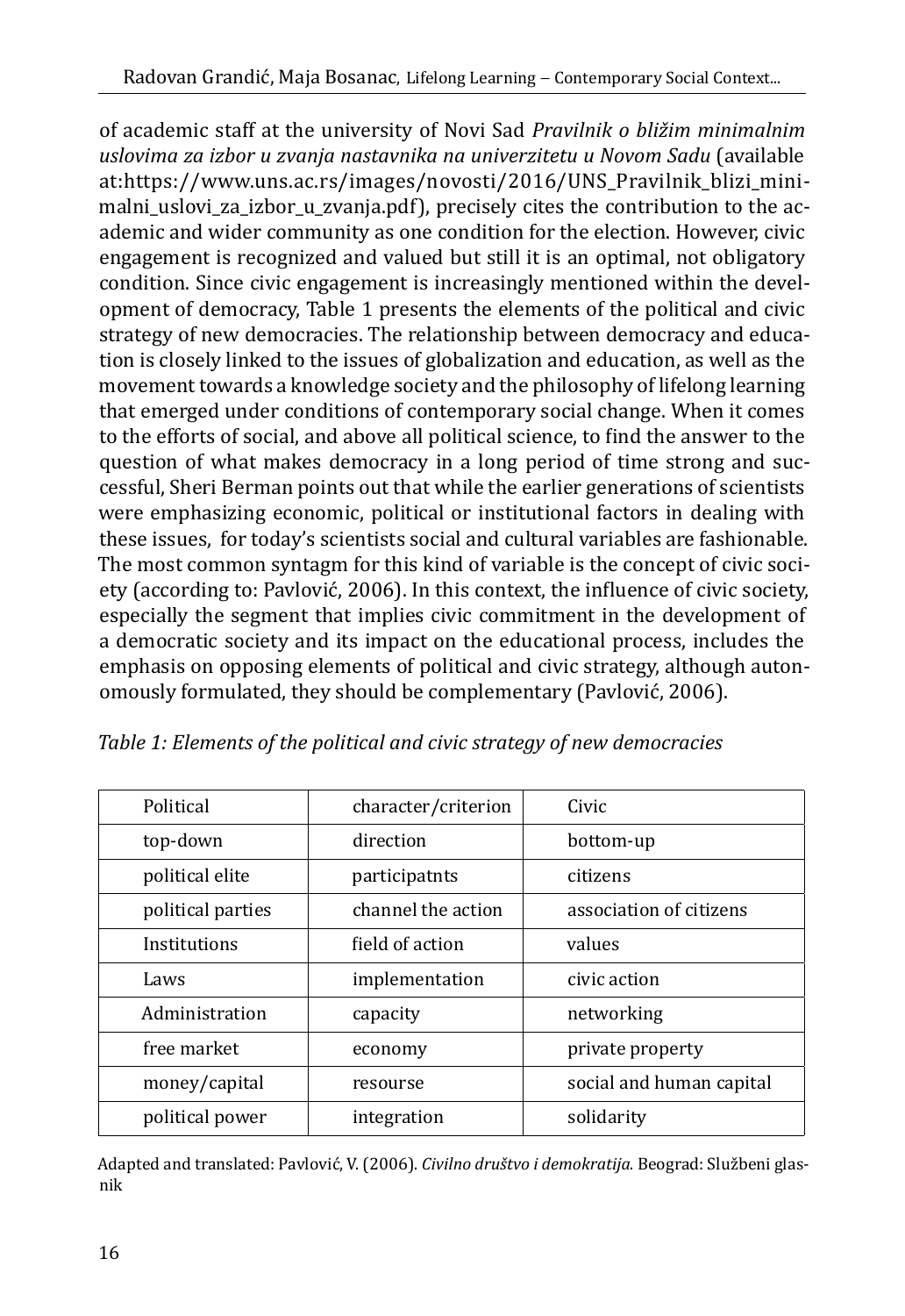of academic staff at the university of Novi Sad *Pravilnik o bližim minimalnim uslovima za izbor u zvanja nastavnika na univerzitetu u Novom Sadu* (available at:https://www.uns.ac.rs/images/novosti/2016/UNS_Pravilnik_blizi_minimalni_uslovi_za_izbor_u_zvanja.pdf), precisely cites the contribution to the academic and wider community as one condition for the election. However, civic engagement is recognized and valued but still it is an optimal, not obligatory condition. Since civic engagement is increasingly mentioned within the development of democracy, Table 1 presents the elements of the political and civic strategy of new democracies. The relationship between democracy and education is closely linked to the issues of globalization and education, as well as the movement towards a knowledge society and the philosophy of lifelong learning that emerged under conditions of contemporary social change. When it comes to the efforts of social, and above all political science, to find the answer to the question of what makes democracy in a long period of time strong and successful, Sheri Berman points out that while the earlier generations of scientists were emphasizing economic, political or institutional factors in dealing with these issues, for today's scientists social and cultural variables are fashionable. The most common syntagm for this kind of variable is the concept of civic society (according to: Pavlović, 2006). In this context, the influence of civic society, especially the segment that implies civic commitment in the development of a democratic society and its impact on the educational process, includes the emphasis on opposing elements of political and civic strategy, although autonomously formulated, they should be complementary (Pavlović, 2006).

*Table 1: Elements of the political and civic strategy of new democracies*

| Political | character/criterion | Civic |
|---|---|---|
| top-down | direction | bottom-up |
| political elite | participatnts | citizens |
| political parties | channel the action | association of citizens |
| Institutions | field of action | values |
| Laws | implementation | civic action |
| Administration | capacity | networking |
| free market | economy | private property |
| money/capital | resourse | social and human capital |
| political power | integration | solidarity |

Adapted and translated: Pavlović, V. (2006). *Civilno društvo i demokratija*. Beograd: Službeni glasnik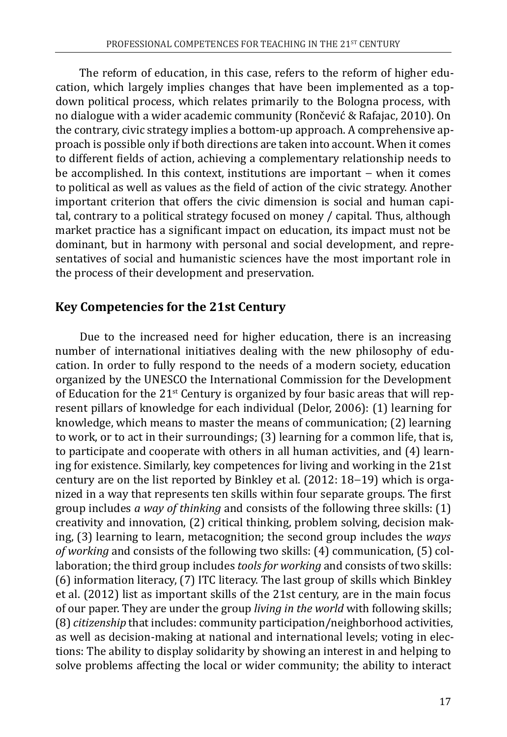The reform of education, in this case, refers to the reform of higher education, which largely implies changes that have been implemented as a top-down political process, which relates primarily to the Bologna process, with no dialogue with a wider academic community (Rončević & Rafajac, 2010). On the contrary, civic strategy implies a bottom-up approach. A comprehensive approach is possible only if both directions are taken into account. When it comes to different fields of action, achieving a complementary relationship needs to be accomplished. In this context, institutions are important – when it comes to political as well as values as the field of action of the civic strategy. Another important criterion that offers the civic dimension is social and human capital, contrary to a political strategy focused on money / capital. Thus, although market practice has a significant impact on education, its impact must not be dominant, but in harmony with personal and social development, and representatives of social and humanistic sciences have the most important role in the process of their development and preservation.

## Key Competencies for the 21st Century

Due to the increased need for higher education, there is an increasing number of international initiatives dealing with the new philosophy of education. In order to fully respond to the needs of a modern society, education organized by the UNESCO the International Commission for the Development of Education for the 21st Century is organized by four basic areas that will represent pillars of knowledge for each individual (Delor, 2006): (1) learning for knowledge, which means to master the means of communication; (2) learning to work, or to act in their surroundings; (3) learning for a common life, that is, to participate and cooperate with others in all human activities, and (4) learning for existence. Similarly, key competences for living and working in the 21st century are on the list reported by Binkley et al. (2012: 18–19) which is organized in a way that represents ten skills within four separate groups. The first group includes *a way of thinking* and consists of the following three skills: (1) creativity and innovation, (2) critical thinking, problem solving, decision making, (3) learning to learn, metacognition; the second group includes the *ways of working* and consists of the following two skills: (4) communication, (5) collaboration; the third group includes *tools for working* and consists of two skills: (6) information literacy, (7) ITC literacy. The last group of skills which Binkley et al. (2012) list as important skills of the 21st century, are in the main focus of our paper. They are under the group *living in the world* with following skills; (8) *citizenship* that includes: community participation/neighborhood activities, as well as decision-making at national and international levels; voting in elections: The ability to display solidarity by showing an interest in and helping to solve problems affecting the local or wider community; the ability to interact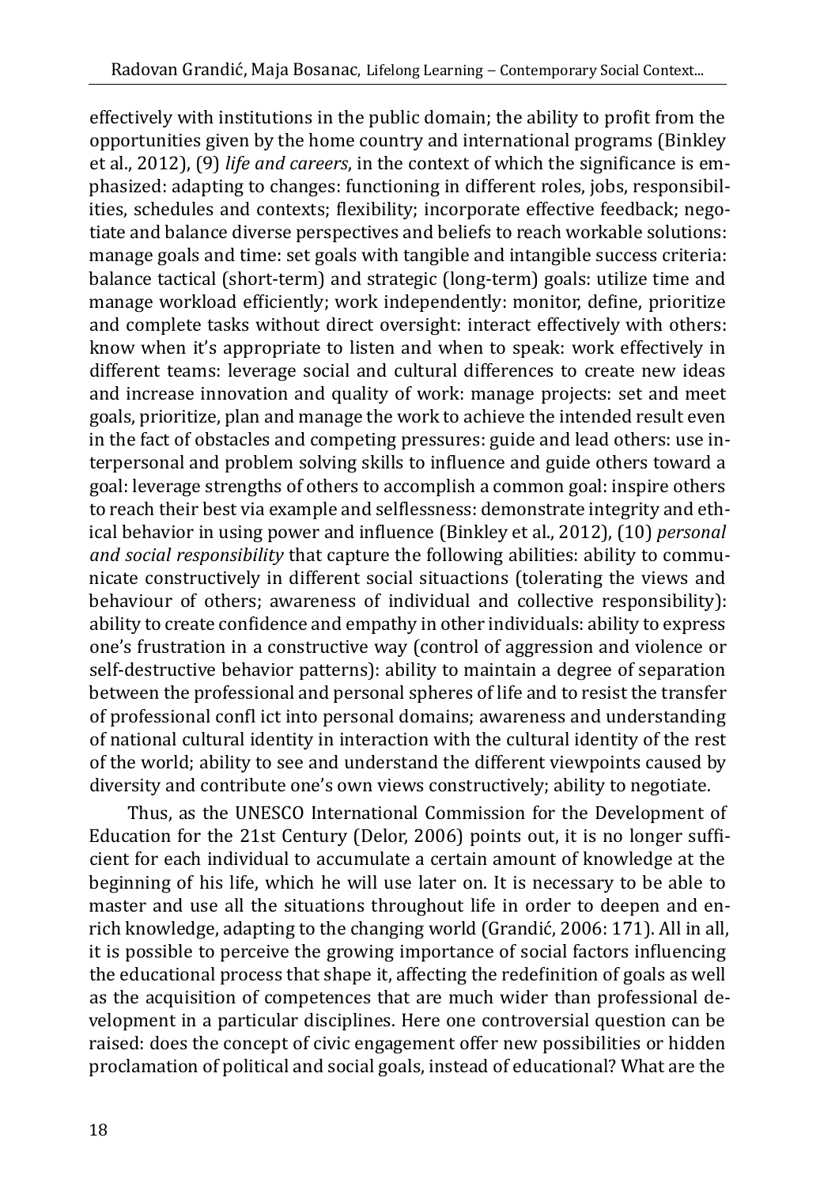effectively with institutions in the public domain; the ability to profit from the opportunities given by the home country and international programs (Binkley et al., 2012), (9) *life and careers*, in the context of which the significance is emphasized: adapting to changes: functioning in different roles, jobs, responsibilities, schedules and contexts; flexibility; incorporate effective feedback; negotiate and balance diverse perspectives and beliefs to reach workable solutions: manage goals and time: set goals with tangible and intangible success criteria: balance tactical (short-term) and strategic (long-term) goals: utilize time and manage workload efficiently; work independently: monitor, define, prioritize and complete tasks without direct oversight: interact effectively with others: know when it's appropriate to listen and when to speak: work effectively in different teams: leverage social and cultural differences to create new ideas and increase innovation and quality of work: manage projects: set and meet goals, prioritize, plan and manage the work to achieve the intended result even in the fact of obstacles and competing pressures: guide and lead others: use interpersonal and problem solving skills to influence and guide others toward a goal: leverage strengths of others to accomplish a common goal: inspire others to reach their best via example and selflessness: demonstrate integrity and ethical behavior in using power and influence (Binkley et al., 2012), (10) *personal and social responsibility* that capture the following abilities: ability to communicate constructively in different social situactions (tolerating the views and behaviour of others; awareness of individual and collective responsibility): ability to create confidence and empathy in other individuals: ability to express one's frustration in a constructive way (control of aggression and violence or self-destructive behavior patterns): ability to maintain a degree of separation between the professional and personal spheres of life and to resist the transfer of professional confl ict into personal domains; awareness and understanding of national cultural identity in interaction with the cultural identity of the rest of the world; ability to see and understand the different viewpoints caused by diversity and contribute one's own views constructively; ability to negotiate.

Thus, as the UNESCO International Commission for the Development of Education for the 21st Century (Delor, 2006) points out, it is no longer sufficient for each individual to accumulate a certain amount of knowledge at the beginning of his life, which he will use later on. It is necessary to be able to master and use all the situations throughout life in order to deepen and enrich knowledge, adapting to the changing world (Grandić, 2006: 171). All in all, it is possible to perceive the growing importance of social factors influencing the educational process that shape it, affecting the redefinition of goals as well as the acquisition of competences that are much wider than professional development in a particular disciplines. Here one controversial question can be raised: does the concept of civic engagement offer new possibilities or hidden proclamation of political and social goals, instead of educational? What are the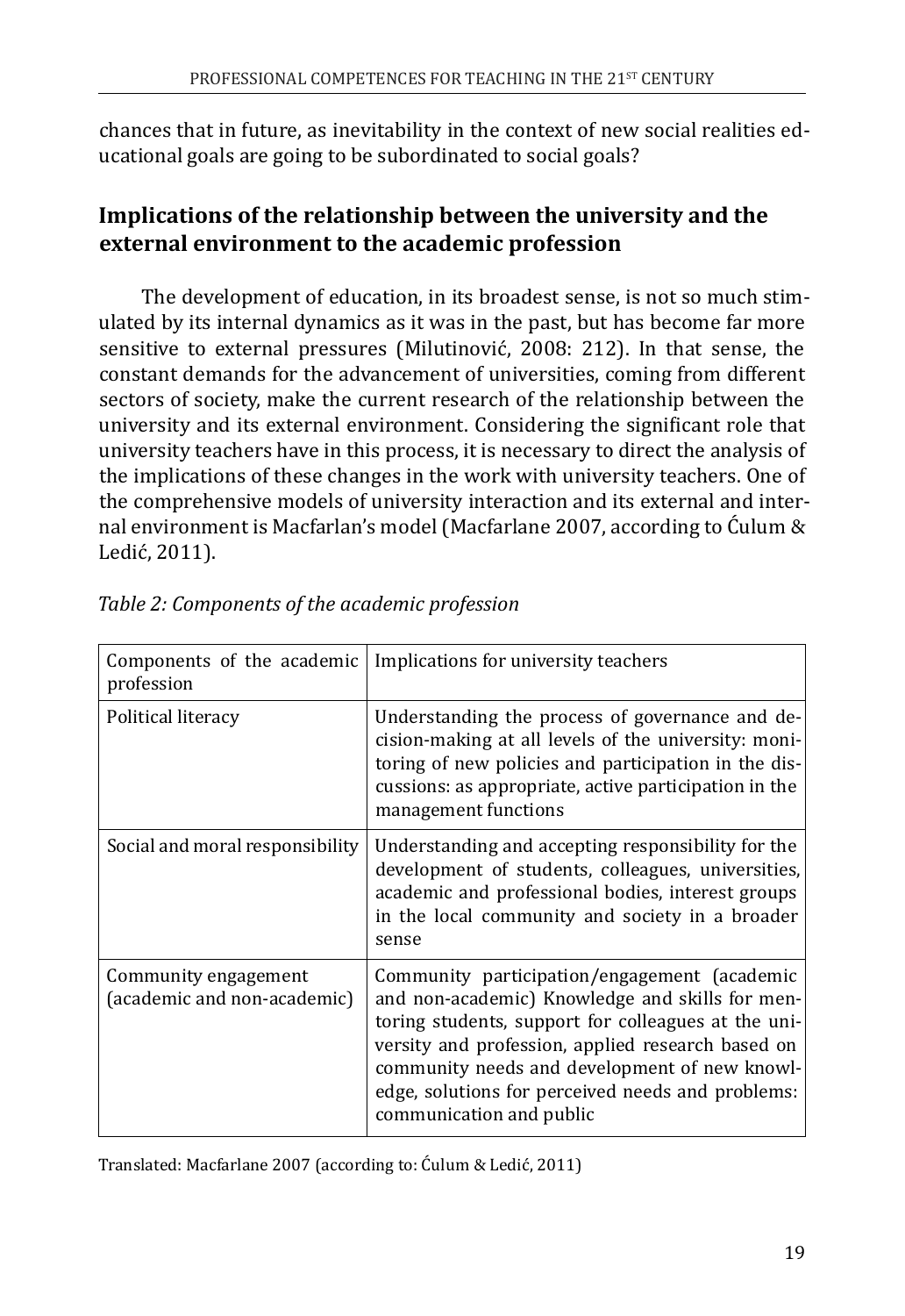chances that in future, as inevitability in the context of new social realities educational goals are going to be subordinated to social goals?

## Implications of the relationship between the university and the external environment to the academic profession

The development of education, in its broadest sense, is not so much stimulated by its internal dynamics as it was in the past, but has become far more sensitive to external pressures (Milutinović, 2008: 212). In that sense, the constant demands for the advancement of universities, coming from different sectors of society, make the current research of the relationship between the university and its external environment. Considering the significant role that university teachers have in this process, it is necessary to direct the analysis of the implications of these changes in the work with university teachers. One of the comprehensive models of university interaction and its external and internal environment is Macfarlan's model (Macfarlane 2007, according to Ćulum & Ledić, 2011).

*Table 2: Components of the academic profession*

| Components of the academic profession | Implications for university teachers |
|---|---|
| Political literacy | Understanding the process of governance and decision-making at all levels of the university: monitoring of new policies and participation in the discussions: as appropriate, active participation in the management functions |
| Social and moral responsibility | Understanding and accepting responsibility for the development of students, colleagues, universities, academic and professional bodies, interest groups in the local community and society in a broader sense |
| Community engagement (academic and non-academic) | Community participation/engagement (academic and non-academic) Knowledge and skills for mentoring students, support for colleagues at the university and profession, applied research based on community needs and development of new knowledge, solutions for perceived needs and problems: communication and public |

Translated: Macfarlane 2007 (according to: Ćulum & Ledić, 2011)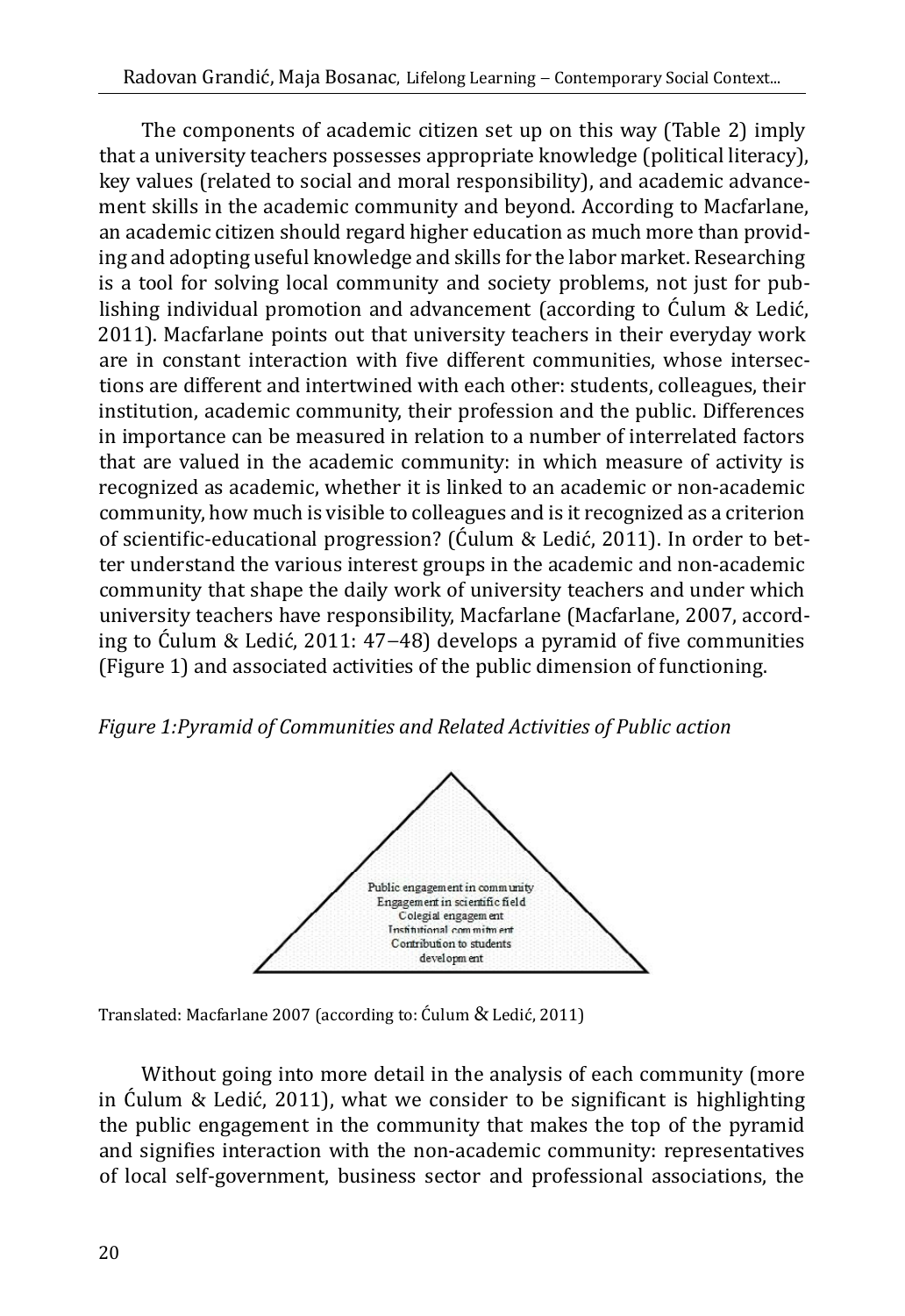The components of academic citizen set up on this way (Table 2) imply that a university teachers possesses appropriate knowledge (political literacy), key values (related to social and moral responsibility), and academic advancement skills in the academic community and beyond. According to Macfarlane, an academic citizen should regard higher education as much more than providing and adopting useful knowledge and skills for the labor market. Researching is a tool for solving local community and society problems, not just for publishing individual promotion and advancement (according to Ćulum & Ledić, 2011). Macfarlane points out that university teachers in their everyday work are in constant interaction with five different communities, whose intersections are different and intertwined with each other: students, colleagues, their institution, academic community, their profession and the public. Differences in importance can be measured in relation to a number of interrelated factors that are valued in the academic community: in which measure of activity is recognized as academic, whether it is linked to an academic or non-academic community, how much is visible to colleagues and is it recognized as a criterion of scientific-educational progression? (Ćulum & Ledić, 2011). In order to better understand the various interest groups in the academic and non-academic community that shape the daily work of university teachers and under which university teachers have responsibility, Macfarlane (Macfarlane, 2007, according to Ćulum & Ledić, 2011: 47–48) develops a pyramid of five communities (Figure 1) and associated activities of the public dimension of functioning.

*Figure 1:Pyramid of Communities and Related Activities of Public action*

Public engagement in community
Engagement in scientific field
Colegial engagement
Institutional commitment
Contribution to students development

Translated: Macfarlane 2007 (according to: Ćulum & Ledić, 2011)

Without going into more detail in the analysis of each community (more in Ćulum & Ledić, 2011), what we consider to be significant is highlighting the public engagement in the community that makes the top of the pyramid and signifies interaction with the non-academic community: representatives of local self-government, business sector and professional associations, the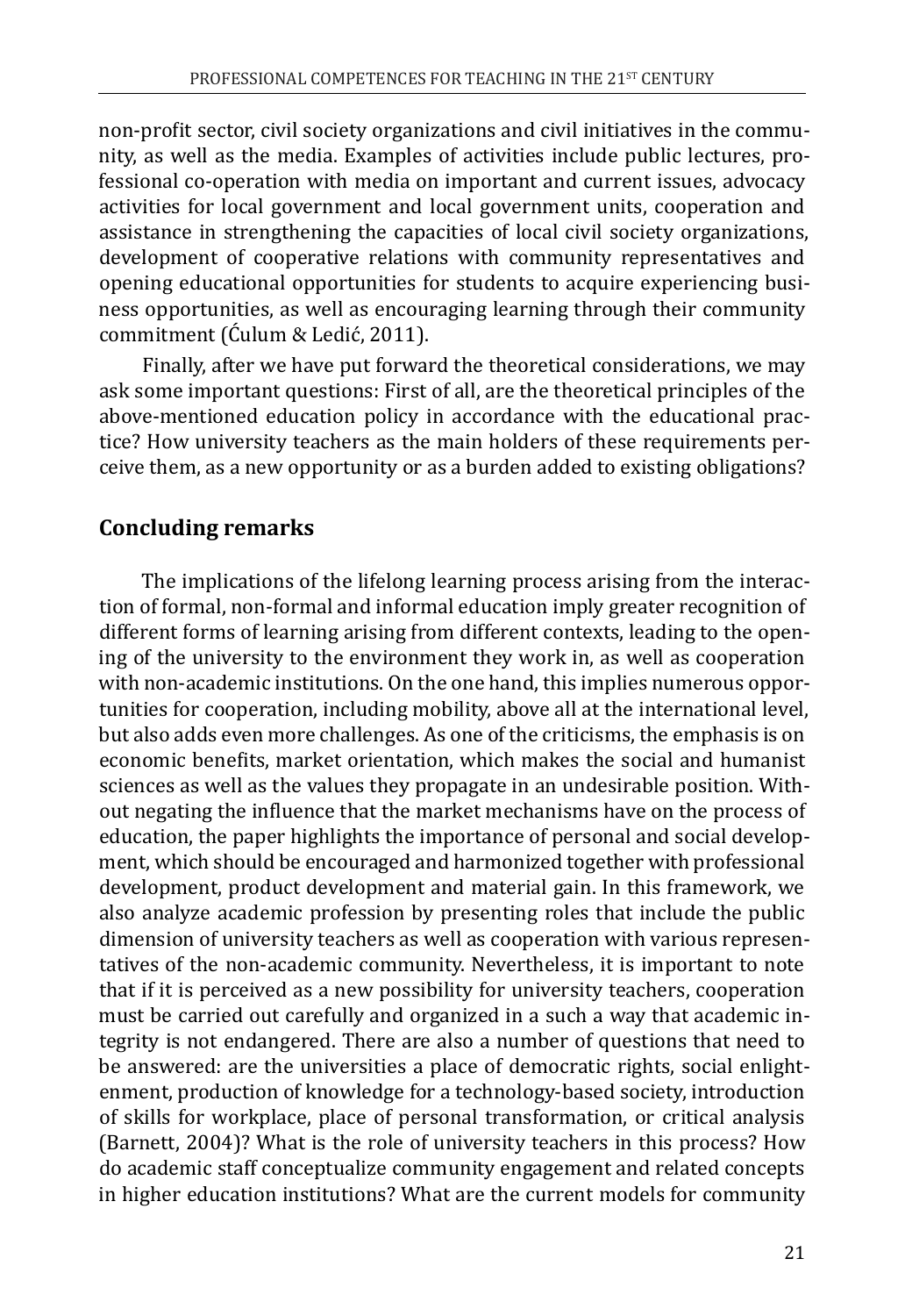non-profit sector, civil society organizations and civil initiatives in the community, as well as the media. Examples of activities include public lectures, professional co-operation with media on important and current issues, advocacy activities for local government and local government units, cooperation and assistance in strengthening the capacities of local civil society organizations, development of cooperative relations with community representatives and opening educational opportunities for students to acquire experiencing business opportunities, as well as encouraging learning through their community commitment (Ćulum & Ledić, 2011).

Finally, after we have put forward the theoretical considerations, we may ask some important questions: First of all, are the theoretical principles of the above-mentioned education policy in accordance with the educational practice? How university teachers as the main holders of these requirements perceive them, as a new opportunity or as a burden added to existing obligations?

## Concluding remarks

The implications of the lifelong learning process arising from the interaction of formal, non-formal and informal education imply greater recognition of different forms of learning arising from different contexts, leading to the opening of the university to the environment they work in, as well as cooperation with non-academic institutions. On the one hand, this implies numerous opportunities for cooperation, including mobility, above all at the international level, but also adds even more challenges. As one of the criticisms, the emphasis is on economic benefits, market orientation, which makes the social and humanist sciences as well as the values they propagate in an undesirable position. Without negating the influence that the market mechanisms have on the process of education, the paper highlights the importance of personal and social development, which should be encouraged and harmonized together with professional development, product development and material gain. In this framework, we also analyze academic profession by presenting roles that include the public dimension of university teachers as well as cooperation with various representatives of the non-academic community. Nevertheless, it is important to note that if it is perceived as a new possibility for university teachers, cooperation must be carried out carefully and organized in a such a way that academic integrity is not endangered. There are also a number of questions that need to be answered: are the universities a place of democratic rights, social enlightenment, production of knowledge for a technology-based society, introduction of skills for workplace, place of personal transformation, or critical analysis (Barnett, 2004)? What is the role of university teachers in this process? How do academic staff conceptualize community engagement and related concepts in higher education institutions? What are the current models for community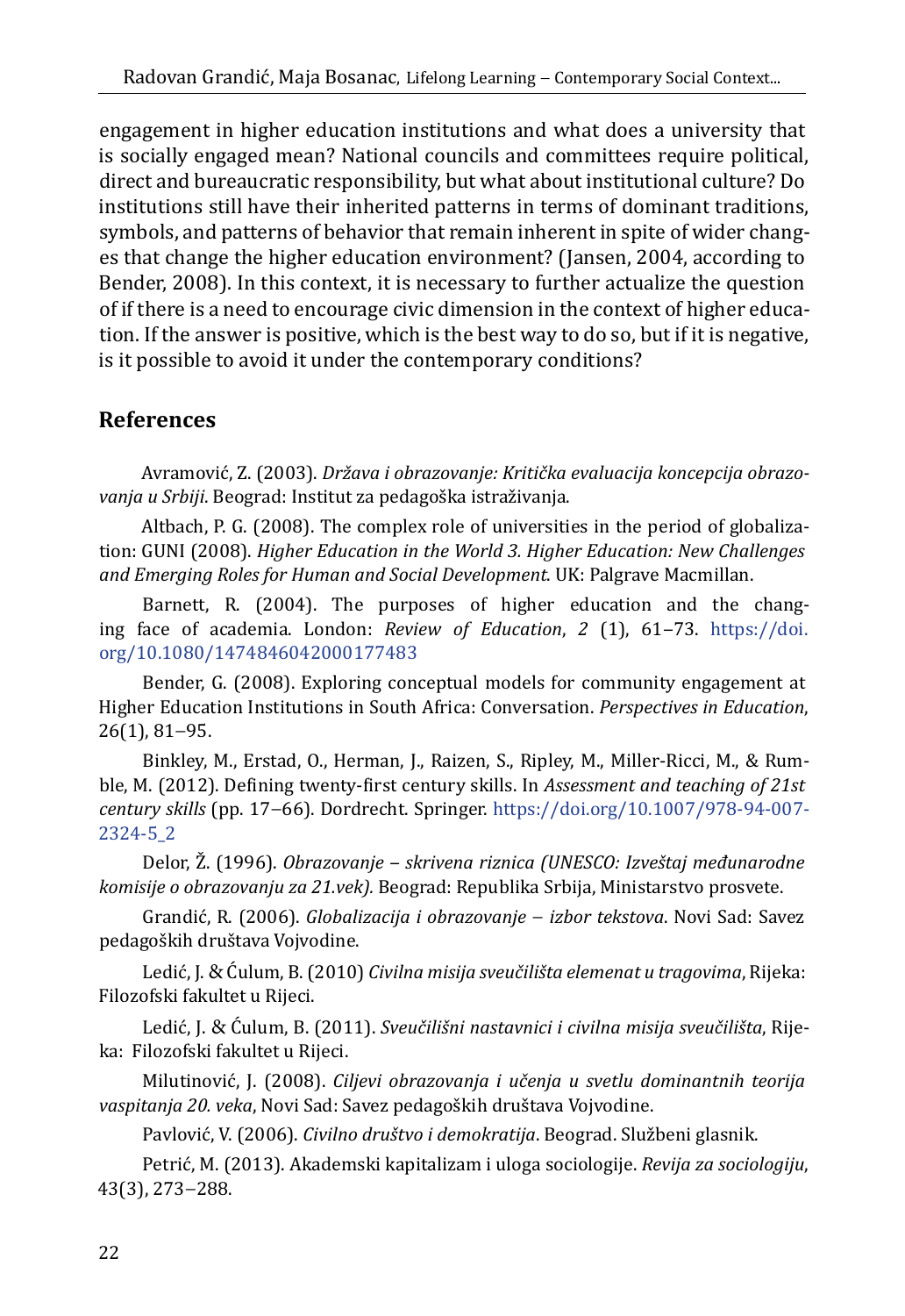engagement in higher education institutions and what does a university that is socially engaged mean? National councils and committees require political, direct and bureaucratic responsibility, but what about institutional culture? Do institutions still have their inherited patterns in terms of dominant traditions, symbols, and patterns of behavior that remain inherent in spite of wider changes that change the higher education environment? (Jansen, 2004, according to Bender, 2008). In this context, it is necessary to further actualize the question of if there is a need to encourage civic dimension in the context of higher education. If the answer is positive, which is the best way to do so, but if it is negative, is it possible to avoid it under the contemporary conditions?

## References

Avramović, Z. (2003). *Država i obrazovanje: Kritička evaluacija koncepcija obrazovanja u Srbiji*. Beograd: Institut za pedagoška istraživanja.

Altbach, P. G. (2008). The complex role of universities in the period of globalization: GUNI (2008). *Higher Education in the World 3. Higher Education: New Challenges and Emerging Roles for Human and Social Development*. UK: Palgrave Macmillan.

Barnett, R. (2004). The purposes of higher education and the changing face of academia. London: *Review of Education*, *2* (1), 61–73. https://doi.org/10.1080/1474846042000177483

Bender, G. (2008). Exploring conceptual models for community engagement at Higher Education Institutions in South Africa: Conversation. *Perspectives in Education*, 26(1), 81–95.

Binkley, M., Erstad, O., Herman, J., Raizen, S., Ripley, M., Miller-Ricci, M., & Rumble, M. (2012). Defining twenty-first century skills. In *Assessment and teaching of 21st century skills* (pp. 17–66). Dordrecht. Springer. https://doi.org/10.1007/978-94-007-2324-5_2

Delor, Ž. (1996). *Obrazovanje – skrivena riznica (UNESCO: Izveštaj međunarodne komisije o obrazovanju za 21.vek).* Beograd: Republika Srbija, Ministarstvo prosvete.

Grandić, R. (2006). *Globalizacija i obrazovanje – izbor tekstova*. Novi Sad: Savez pedagoških društava Vojvodine.

Ledić, J. & Ćulum, B. (2010) *Civilna misija sveučilišta elemenat u tragovima*, Rijeka: Filozofski fakultet u Rijeci.

Ledić, J. & Ćulum, B. (2011). *Sveučilišni nastavnici i civilna misija sveučilišta*, Rijeka: Filozofski fakultet u Rijeci.

Milutinović, J. (2008). *Ciljevi obrazovanja i učenja u svetlu dominantnih teorija vaspitanja 20. veka*, Novi Sad: Savez pedagoških društava Vojvodine.

Pavlović, V. (2006). *Civilno društvo i demokratija*. Beograd. Službeni glasnik.

Petrić, M. (2013). Akademski kapitalizam i uloga sociologije. *Revija za sociologiju*, 43(3), 273–288.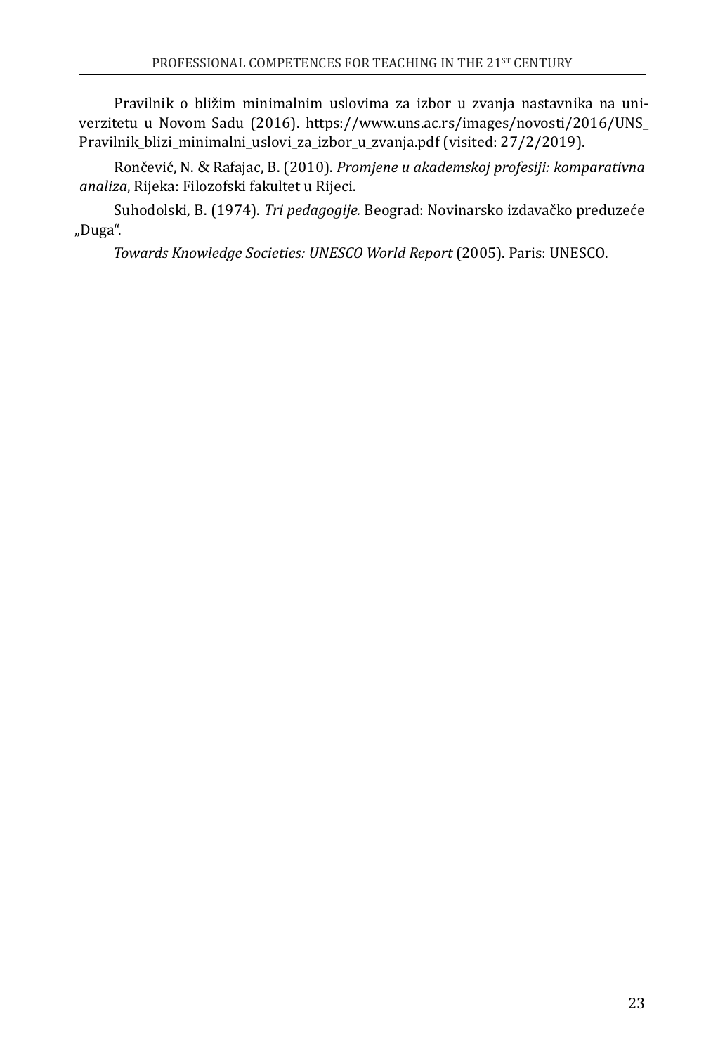Pravilnik o bližim minimalnim uslovima za izbor u zvanja nastavnika na univerzitetu u Novom Sadu (2016). https://www.uns.ac.rs/images/novosti/2016/UNS_Pravilnik_blizi_minimalni_uslovi_za_izbor_u_zvanja.pdf (visited: 27/2/2019).

Rončević, N. & Rafajac, B. (2010). *Promjene u akademskoj profesiji: komparativna analiza*, Rijeka: Filozofski fakultet u Rijeci.

Suhodolski, B. (1974). *Tri pedagogije.* Beograd: Novinarsko izdavačko preduzeće „Duga“.

*Towards Knowledge Societies: UNESCO World Report* (2005). Paris: UNESCO.